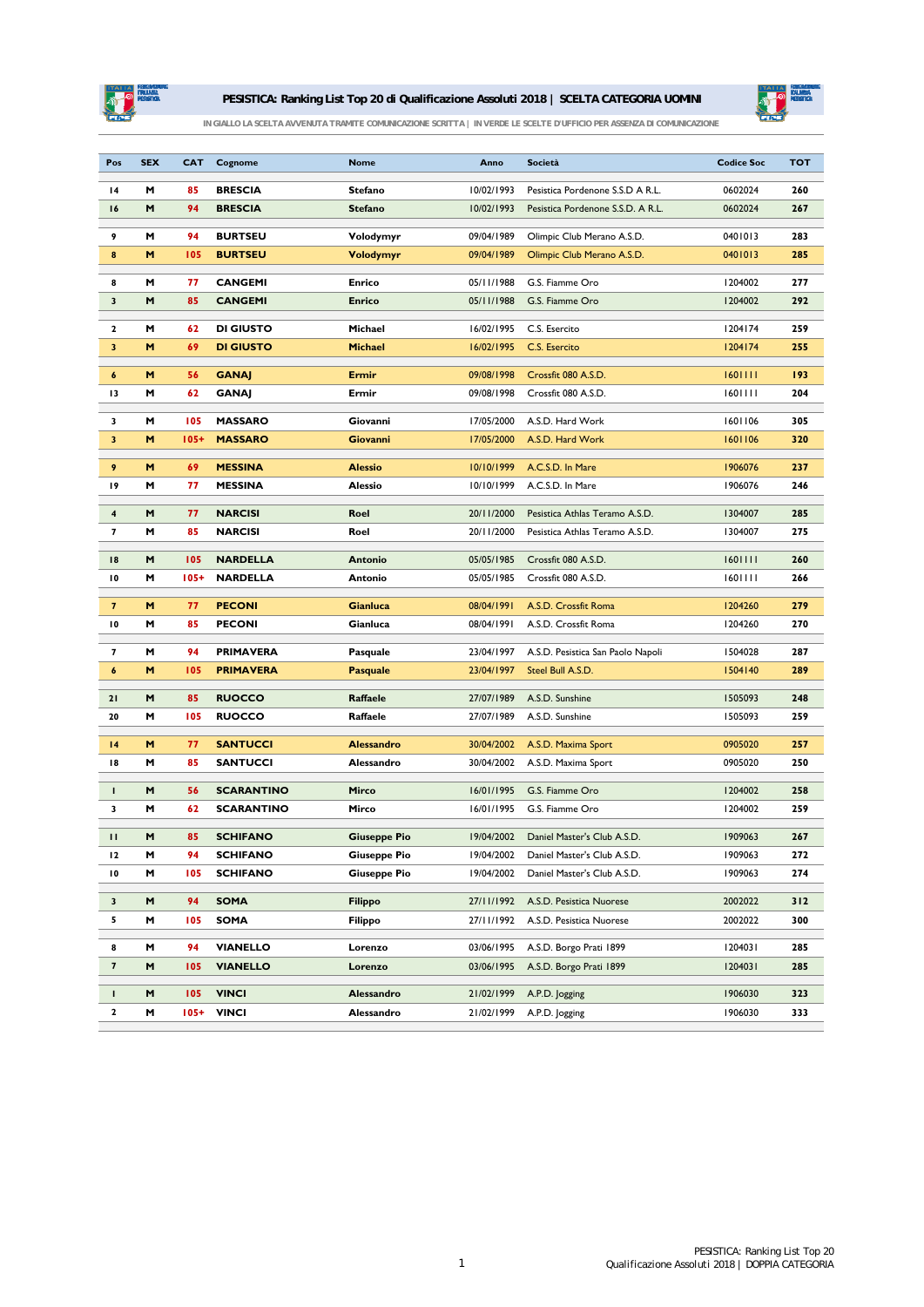# PESISTICA: Ranking List Top 20 di Qualificazione Assoluti 2018 | SCELTA CATEGORIA UOMINI

IN GIALLO LA SCELTA AVVENUTA TRAMITE COMUNICAZIONE SCRITTA | IN VERDE LE SCELTE D'UFFICIO PER ASSENZA DI COMUNICAZIONE

| Pos | SEX | CAT | Cognome | Nome | Anno | Società | Codice Soc | TOT |
|---|---|---|---|---|---|---|---|---|
| 14 | M | 85 | BRESCIA | Stefano | 10/02/1993 | Pesistica Pordenone S.S.D A R.L. | 0602024 | 260 |
| 16 | M | 94 | BRESCIA | Stefano | 10/02/1993 | Pesistica Pordenone S.S.D. A R.L. | 0602024 | 267 |
| 9 | M | 94 | BURTSEU | Volodymyr | 09/04/1989 | Olimpic Club Merano A.S.D. | 0401013 | 283 |
| 8 | M | 105 | BURTSEU | Volodymyr | 09/04/1989 | Olimpic Club Merano A.S.D. | 0401013 | 285 |
| 8 | M | 77 | CANGEMI | Enrico | 05/11/1988 | G.S. Fiamme Oro | 1204002 | 277 |
| 3 | M | 85 | CANGEMI | Enrico | 05/11/1988 | G.S. Fiamme Oro | 1204002 | 292 |
| 2 | M | 62 | DI GIUSTO | Michael | 16/02/1995 | C.S. Esercito | 1204174 | 259 |
| 3 | M | 69 | DI GIUSTO | Michael | 16/02/1995 | C.S. Esercito | 1204174 | 255 |
| 6 | M | 56 | GANAJ | Ermir | 09/08/1998 | Crossfit 080 A.S.D. | 1601111 | 193 |
| 13 | M | 62 | GANAJ | Ermir | 09/08/1998 | Crossfit 080 A.S.D. | 1601111 | 204 |
| 3 | M | 105 | MASSARO | Giovanni | 17/05/2000 | A.S.D. Hard Work | 1601106 | 305 |
| 3 | M | 105+ | MASSARO | Giovanni | 17/05/2000 | A.S.D. Hard Work | 1601106 | 320 |
| 9 | M | 69 | MESSINA | Alessio | 10/10/1999 | A.C.S.D. In Mare | 1906076 | 237 |
| 19 | M | 77 | MESSINA | Alessio | 10/10/1999 | A.C.S.D. In Mare | 1906076 | 246 |
| 4 | M | 77 | NARCISI | Roel | 20/11/2000 | Pesistica Athlas Teramo A.S.D. | 1304007 | 285 |
| 7 | M | 85 | NARCISI | Roel | 20/11/2000 | Pesistica Athlas Teramo A.S.D. | 1304007 | 275 |
| 18 | M | 105 | NARDELLA | Antonio | 05/05/1985 | Crossfit 080 A.S.D. | 1601111 | 260 |
| 10 | M | 105+ | NARDELLA | Antonio | 05/05/1985 | Crossfit 080 A.S.D. | 1601111 | 266 |
| 7 | M | 77 | PECONI | Gianluca | 08/04/1991 | A.S.D. Crossfit Roma | 1204260 | 279 |
| 10 | M | 85 | PECONI | Gianluca | 08/04/1991 | A.S.D. Crossfit Roma | 1204260 | 270 |
| 7 | M | 94 | PRIMAVERA | Pasquale | 23/04/1997 | A.S.D. Pesistica San Paolo Napoli | 1504028 | 287 |
| 6 | M | 105 | PRIMAVERA | Pasquale | 23/04/1997 | Steel Bull A.S.D. | 1504140 | 289 |
| 21 | M | 85 | RUOCCO | Raffaele | 27/07/1989 | A.S.D. Sunshine | 1505093 | 248 |
| 20 | M | 105 | RUOCCO | Raffaele | 27/07/1989 | A.S.D. Sunshine | 1505093 | 259 |
| 14 | M | 77 | SANTUCCI | Alessandro | 30/04/2002 | A.S.D. Maxima Sport | 0905020 | 257 |
| 18 | M | 85 | SANTUCCI | Alessandro | 30/04/2002 | A.S.D. Maxima Sport | 0905020 | 250 |
| 1 | M | 56 | SCARANTINO | Mirco | 16/01/1995 | G.S. Fiamme Oro | 1204002 | 258 |
| 3 | M | 62 | SCARANTINO | Mirco | 16/01/1995 | G.S. Fiamme Oro | 1204002 | 259 |
| 11 | M | 85 | SCHIFANO | Giuseppe Pio | 19/04/2002 | Daniel Master's Club A.S.D. | 1909063 | 267 |
| 12 | M | 94 | SCHIFANO | Giuseppe Pio | 19/04/2002 | Daniel Master's Club A.S.D. | 1909063 | 272 |
| 10 | M | 105 | SCHIFANO | Giuseppe Pio | 19/04/2002 | Daniel Master's Club A.S.D. | 1909063 | 274 |
| 3 | M | 94 | SOMA | Filippo | 27/11/1992 | A.S.D. Pesistica Nuorese | 2002022 | 312 |
| 5 | M | 105 | SOMA | Filippo | 27/11/1992 | A.S.D. Pesistica Nuorese | 2002022 | 300 |
| 8 | M | 94 | VIANELLO | Lorenzo | 03/06/1995 | A.S.D. Borgo Prati 1899 | 1204031 | 285 |
| 7 | M | 105 | VIANELLO | Lorenzo | 03/06/1995 | A.S.D. Borgo Prati 1899 | 1204031 | 285 |
| 1 | M | 105 | VINCI | Alessandro | 21/02/1999 | A.P.D. Jogging | 1906030 | 323 |
| 2 | M | 105+ | VINCI | Alessandro | 21/02/1999 | A.P.D. Jogging | 1906030 | 333 |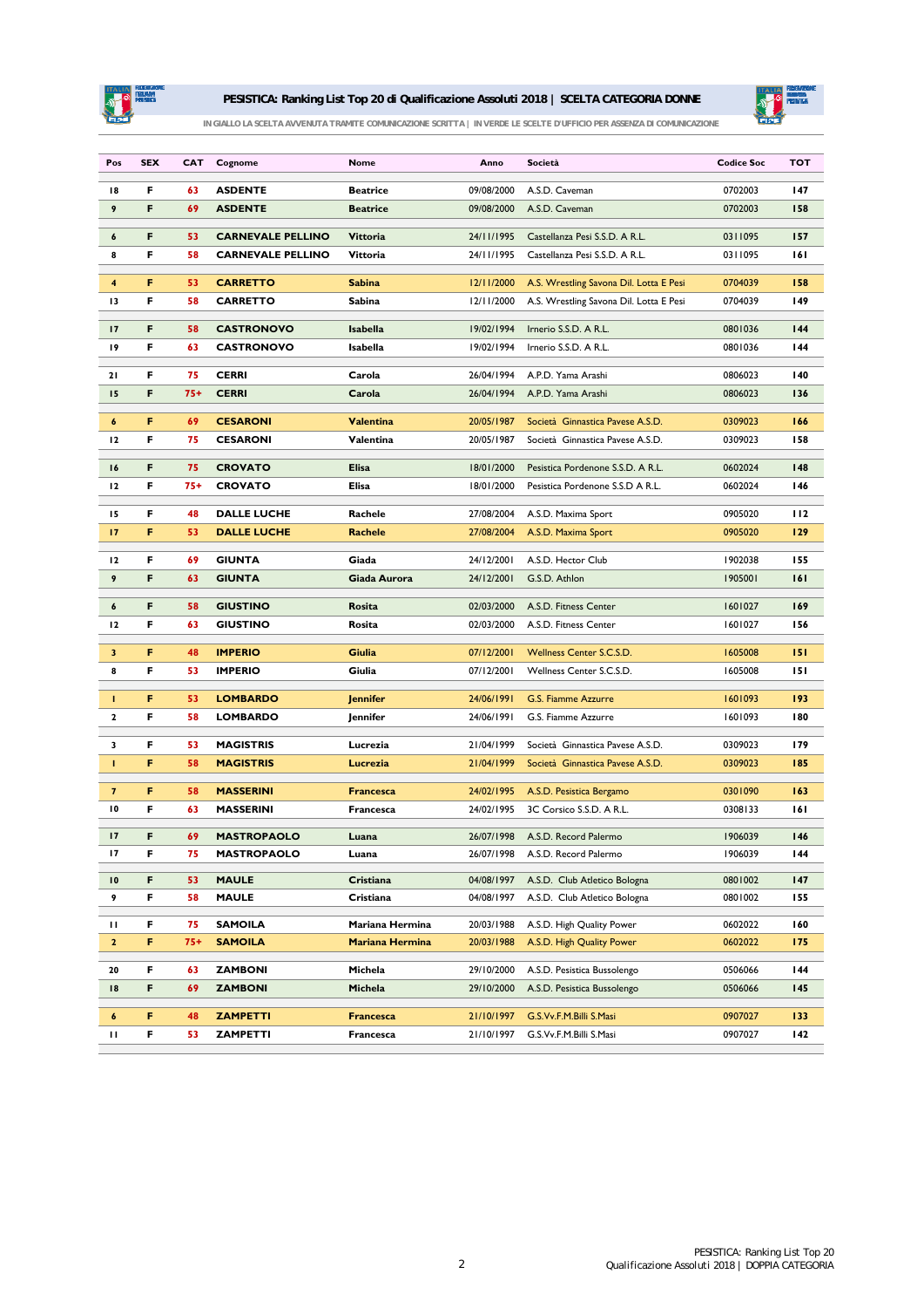# PESISTICA: Ranking List Top 20 di Qualificazione Assoluti 2018 | SCELTA CATEGORIA DONNE

IN GIALLO LA SCELTA AVVENUTA TRAMITE COMUNICAZIONE SCRITTA | IN VERDE LE SCELTE D'UFFICIO PER ASSENZA DI COMUNICAZIONE

| Pos | SEX | CAT | Cognome | Nome | Anno | Società | Codice Soc | TOT |
|---|---|---|---|---|---|---|---|---|
| 18 | F | 63 | ASDENTE | Beatrice | 09/08/2000 | A.S.D. Caveman | 0702003 | 147 |
| 9 | F | 69 | ASDENTE | Beatrice | 09/08/2000 | A.S.D. Caveman | 0702003 | 158 |
| 6 | F | 53 | CARNEVALE PELLINO | Vittoria | 24/11/1995 | Castellanza Pesi S.S.D. A R.L. | 0311095 | 157 |
| 8 | F | 58 | CARNEVALE PELLINO | Vittoria | 24/11/1995 | Castellanza Pesi S.S.D. A R.L. | 0311095 | 161 |
| 4 | F | 53 | CARRETTO | Sabina | 12/11/2000 | A.S. Wrestling Savona Dil. Lotta E Pesi | 0704039 | 158 |
| 13 | F | 58 | CARRETTO | Sabina | 12/11/2000 | A.S. Wrestling Savona Dil. Lotta E Pesi | 0704039 | 149 |
| 17 | F | 58 | CASTRONOVO | Isabella | 19/02/1994 | Irnerio S.S.D. A R.L. | 0801036 | 144 |
| 19 | F | 63 | CASTRONOVO | Isabella | 19/02/1994 | Irnerio S.S.D. A R.L. | 0801036 | 144 |
| 21 | F | 75 | CERRI | Carola | 26/04/1994 | A.P.D. Yama Arashi | 0806023 | 140 |
| 15 | F | 75+ | CERRI | Carola | 26/04/1994 | A.P.D. Yama Arashi | 0806023 | 136 |
| 6 | F | 69 | CESARONI | Valentina | 20/05/1987 | Società Ginnastica Pavese A.S.D. | 0309023 | 166 |
| 12 | F | 75 | CESARONI | Valentina | 20/05/1987 | Società Ginnastica Pavese A.S.D. | 0309023 | 158 |
| 16 | F | 75 | CROVATO | Elisa | 18/01/2000 | Pesistica Pordenone S.S.D. A R.L. | 0602024 | 148 |
| 12 | F | 75+ | CROVATO | Elisa | 18/01/2000 | Pesistica Pordenone S.S.D A R.L. | 0602024 | 146 |
| 15 | F | 48 | DALLE LUCHE | Rachele | 27/08/2004 | A.S.D. Maxima Sport | 0905020 | 112 |
| 17 | F | 53 | DALLE LUCHE | Rachele | 27/08/2004 | A.S.D. Maxima Sport | 0905020 | 129 |
| 12 | F | 69 | GIUNTA | Giada | 24/12/2001 | A.S.D. Hector Club | 1902038 | 155 |
| 9 | F | 63 | GIUNTA | Giada Aurora | 24/12/2001 | G.S.D. Athlon | 1905001 | 161 |
| 6 | F | 58 | GIUSTINO | Rosita | 02/03/2000 | A.S.D. Fitness Center | 1601027 | 169 |
| 12 | F | 63 | GIUSTINO | Rosita | 02/03/2000 | A.S.D. Fitness Center | 1601027 | 156 |
| 3 | F | 48 | IMPERIO | Giulia | 07/12/2001 | Wellness Center S.C.S.D. | 1605008 | 151 |
| 8 | F | 53 | IMPERIO | Giulia | 07/12/2001 | Wellness Center S.C.S.D. | 1605008 | 151 |
| 1 | F | 53 | LOMBARDO | Jennifer | 24/06/1991 | G.S. Fiamme Azzurre | 1601093 | 193 |
| 2 | F | 58 | LOMBARDO | Jennifer | 24/06/1991 | G.S. Fiamme Azzurre | 1601093 | 180 |
| 3 | F | 53 | MAGISTRIS | Lucrezia | 21/04/1999 | Società Ginnastica Pavese A.S.D. | 0309023 | 179 |
| 1 | F | 58 | MAGISTRIS | Lucrezia | 21/04/1999 | Società Ginnastica Pavese A.S.D. | 0309023 | 185 |
| 7 | F | 58 | MASSERINI | Francesca | 24/02/1995 | A.S.D. Pesistica Bergamo | 0301090 | 163 |
| 10 | F | 63 | MASSERINI | Francesca | 24/02/1995 | 3C Corsico S.S.D. A R.L. | 0308133 | 161 |
| 17 | F | 69 | MASTROPAOLO | Luana | 26/07/1998 | A.S.D. Record Palermo | 1906039 | 146 |
| 17 | F | 75 | MASTROPAOLO | Luana | 26/07/1998 | A.S.D. Record Palermo | 1906039 | 144 |
| 10 | F | 53 | MAULE | Cristiana | 04/08/1997 | A.S.D. Club Atletico Bologna | 0801002 | 147 |
| 9 | F | 58 | MAULE | Cristiana | 04/08/1997 | A.S.D. Club Atletico Bologna | 0801002 | 155 |
| 11 | F | 75 | SAMOILA | Mariana Hermina | 20/03/1988 | A.S.D. High Quality Power | 0602022 | 160 |
| 2 | F | 75+ | SAMOILA | Mariana Hermina | 20/03/1988 | A.S.D. High Quality Power | 0602022 | 175 |
| 20 | F | 63 | ZAMBONI | Michela | 29/10/2000 | A.S.D. Pesistica Bussolengo | 0506066 | 144 |
| 18 | F | 69 | ZAMBONI | Michela | 29/10/2000 | A.S.D. Pesistica Bussolengo | 0506066 | 145 |
| 6 | F | 48 | ZAMPETTI | Francesca | 21/10/1997 | G.S.Vv.F.M.Billi S.Masi | 0907027 | 133 |
| 11 | F | 53 | ZAMPETTI | Francesca | 21/10/1997 | G.S.Vv.F.M.Billi S.Masi | 0907027 | 142 |